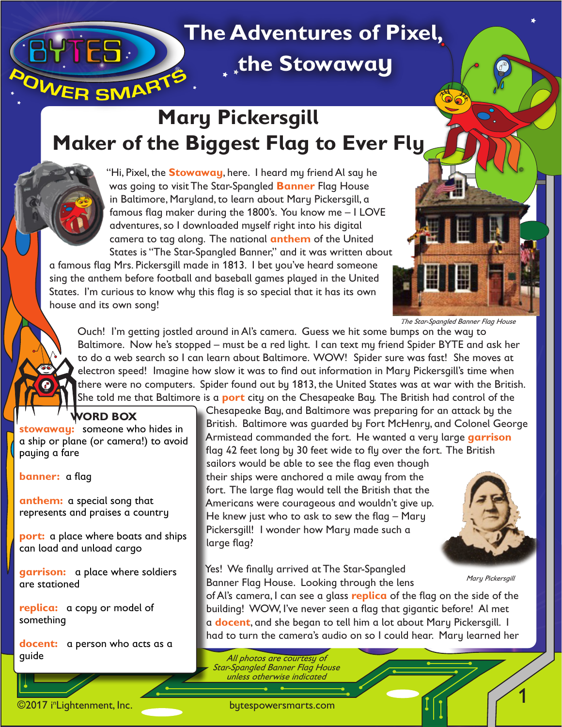# The Adventures of Pixel, the Stowaway

## Mary Pickersgill
## Maker of the Biggest Flag to Ever Fly

"Hi, Pixel, the **Stowaway**, here. I heard my friend Al say he was going to visit The Star-Spangled **Banner** Flag House in Baltimore, Maryland, to learn about Mary Pickersgill, a famous flag maker during the 1800's. You know me – I LOVE adventures, so I downloaded myself right into his digital camera to tag along. The national **anthem** of the United States is "The Star-Spangled Banner," and it was written about a famous flag Mrs. Pickersgill made in 1813. I bet you've heard someone sing the anthem before football and baseball games played in the United States. I'm curious to know why this flag is so special that it has its own house and its own song!

*The Star-Spangled Banner Flag House*

Ouch! I'm getting jostled around in Al's camera. Guess we hit some bumps on the way to Baltimore. Now he's stopped – must be a red light. I can text my friend Spider BYTE and ask her to do a web search so I can learn about Baltimore. WOW! Spider sure was fast! She moves at electron speed! Imagine how slow it was to find out information in Mary Pickersgill's time when there were no computers. Spider found out by 1813, the United States was at war with the British. She told me that Baltimore is a **port** city on the Chesapeake Bay. The British had control of the Chesapeake Bay, and Baltimore was preparing for an attack by the British. Baltimore was guarded by Fort McHenry, and Colonel George Armistead commanded the fort. He wanted a very large **garrison** flag 42 feet long by 30 feet wide to fly over the fort. The British sailors would be able to see the flag even though their ships were anchored a mile away from the fort. The large flag would tell the British that the Americans were courageous and wouldn't give up. He knew just who to ask to sew the flag – Mary Pickersgill! I wonder how Mary made such a large flag?

*Mary Pickersgill*

Yes! We finally arrived at The Star-Spangled Banner Flag House. Looking through the lens of Al's camera, I can see a glass **replica** of the flag on the side of the building! WOW, I've never seen a flag that gigantic before! Al met a **docent**, and she began to tell him a lot about Mary Pickersgill. I had to turn the camera's audio on so I could hear. Mary learned her

### WORD BOX

**stowaway:** someone who hides in a ship or plane (or camera!) to avoid paying a fare

**banner:** a flag

**anthem:** a special song that represents and praises a country

**port:** a place where boats and ships can load and unload cargo

**garrison:** a place where soldiers are stationed

**replica:** a copy or model of something

**docent:** a person who acts as a guide

*All photos are courtesy of Star-Spangled Banner Flag House unless otherwise indicated*

©2017 i[n]Lightenment, Inc. bytespowersmarts.com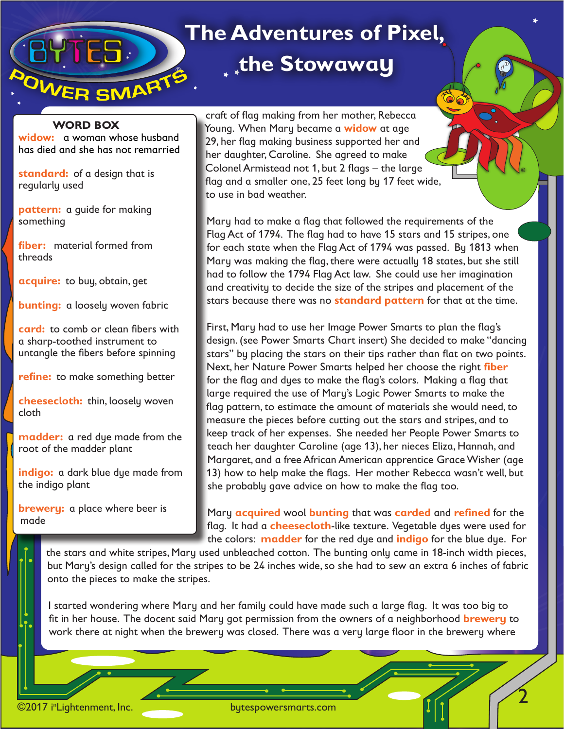# The Adventures of Pixel, the Stowaway

**WORD BOX**

**widow:** a woman whose husband has died and she has not remarried

**standard:** of a design that is regularly used

**pattern:** a guide for making something

**fiber:** material formed from threads

**acquire:** to buy, obtain, get

**bunting:** a loosely woven fabric

**card:** to comb or clean fibers with a sharp-toothed instrument to untangle the fibers before spinning

**refine:** to make something better

**cheesecloth:** thin, loosely woven cloth

**madder:** a red dye made from the root of the madder plant

**indigo:** a dark blue dye made from the indigo plant

**brewery:** a place where beer is made

craft of flag making from her mother, Rebecca Young. When Mary became a **widow** at age 29, her flag making business supported her and her daughter, Caroline. She agreed to make Colonel Armistead not 1, but 2 flags – the large flag and a smaller one, 25 feet long by 17 feet wide, to use in bad weather.

Mary had to make a flag that followed the requirements of the Flag Act of 1794. The flag had to have 15 stars and 15 stripes, one for each state when the Flag Act of 1794 was passed. By 1813 when Mary was making the flag, there were actually 18 states, but she still had to follow the 1794 Flag Act law. She could use her imagination and creativity to decide the size of the stripes and placement of the stars because there was no **standard pattern** for that at the time.

First, Mary had to use her Image Power Smarts to plan the flag's design. (see Power Smarts Chart insert) She decided to make "dancing stars" by placing the stars on their tips rather than flat on two points. Next, her Nature Power Smarts helped her choose the right **fiber** for the flag and dyes to make the flag's colors. Making a flag that large required the use of Mary's Logic Power Smarts to make the flag pattern, to estimate the amount of materials she would need, to measure the pieces before cutting out the stars and stripes, and to keep track of her expenses. She needed her People Power Smarts to teach her daughter Caroline (age 13), her nieces Eliza, Hannah, and Margaret, and a free African American apprentice Grace Wisher (age 13) how to help make the flags. Her mother Rebecca wasn't well, but she probably gave advice on how to make the flag too.

Mary **acquired** wool **bunting** that was **carded** and **refined** for the flag. It had a **cheesecloth**-like texture. Vegetable dyes were used for the colors: **madder** for the red dye and **indigo** for the blue dye. For the stars and white stripes, Mary used unbleached cotton. The bunting only came in 18-inch width pieces, but Mary's design called for the stripes to be 24 inches wide, so she had to sew an extra 6 inches of fabric onto the pieces to make the stripes.

I started wondering where Mary and her family could have made such a large flag. It was too big to fit in her house. The docent said Mary got permission from the owners of a neighborhood **brewery** to work there at night when the brewery was closed. There was a very large floor in the brewery where

©2017 i[n]Lightenment, Inc. bytespowersmarts.com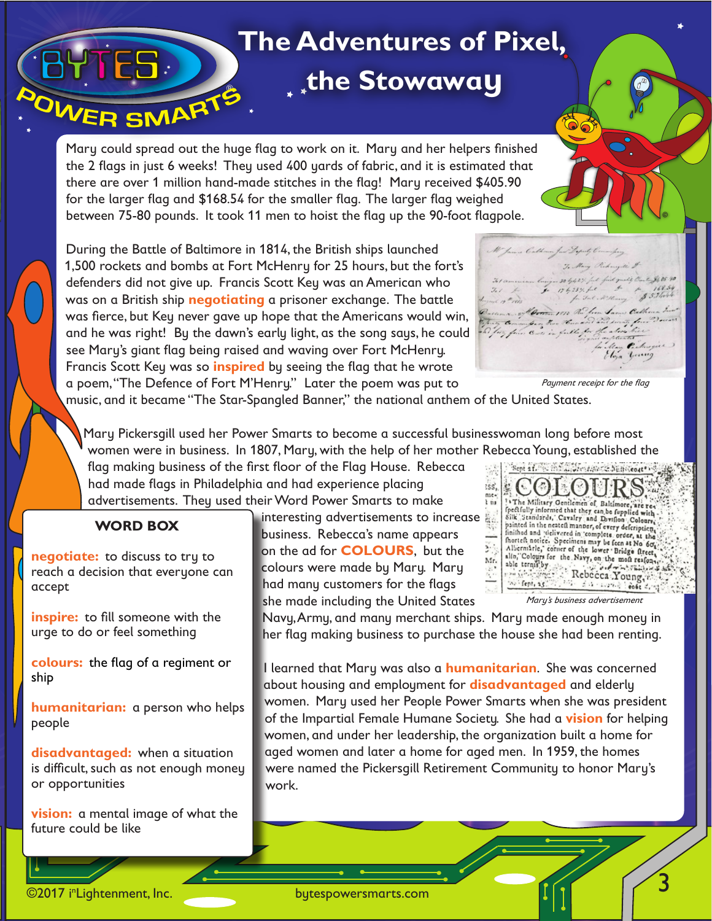# The Adventures of Pixel, the Stowaway

Mary could spread out the huge flag to work on it. Mary and her helpers finished the 2 flags in just 6 weeks! They used 400 yards of fabric, and it is estimated that there are over 1 million hand-made stitches in the flag! Mary received $405.90 for the larger flag and $168.54 for the smaller flag. The larger flag weighed between 75-80 pounds. It took 11 men to hoist the flag up the 90-foot flagpole.

During the Battle of Baltimore in 1814, the British ships launched 1,500 rockets and bombs at Fort McHenry for 25 hours, but the fort's defenders did not give up. Francis Scott Key was an American who was on a British ship **negotiating** a prisoner exchange. The battle was fierce, but Key never gave up hope that the Americans would win, and he was right! By the dawn's early light, as the song says, he could see Mary's giant flag being raised and waving over Fort McHenry. Francis Scott Key was so **inspired** by seeing the flag that he wrote a poem, "The Defence of Fort M'Henry." Later the poem was put to music, and it became "The Star-Spangled Banner," the national anthem of the United States.

*Payment receipt for the flag*

Mary Pickersgill used her Power Smarts to become a successful businesswoman long before most women were in business. In 1807, Mary, with the help of her mother Rebecca Young, established the flag making business of the first floor of the Flag House. Rebecca had made flags in Philadelphia and had experience placing advertisements. They used their Word Power Smarts to make interesting advertisements to increase business. Rebecca's name appears on the ad for **COLOURS**, but the colours were made by Mary. Mary had many customers for the flags she made including the United States Navy, Army, and many merchant ships. Mary made enough money in her flag making business to purchase the house she had been renting.

*Mary's business advertisement*

I learned that Mary was also a **humanitarian**. She was concerned about housing and employment for **disadvantaged** and elderly women. Mary used her People Power Smarts when she was president of the Impartial Female Humane Society. She had a **vision** for helping women, and under her leadership, the organization built a home for aged women and later a home for aged men. In 1959, the homes were named the Pickersgill Retirement Community to honor Mary's work.

## WORD BOX

**negotiate:** to discuss to try to reach a decision that everyone can accept

**inspire:** to fill someone with the urge to do or feel something

**colours:** the flag of a regiment or ship

**humanitarian:** a person who helps people

**disadvantaged:** when a situation is difficult, such as not enough money or opportunities

**vision:** a mental image of what the future could be like

©2017 i^nLightenment, Inc. bytespowersmarts.com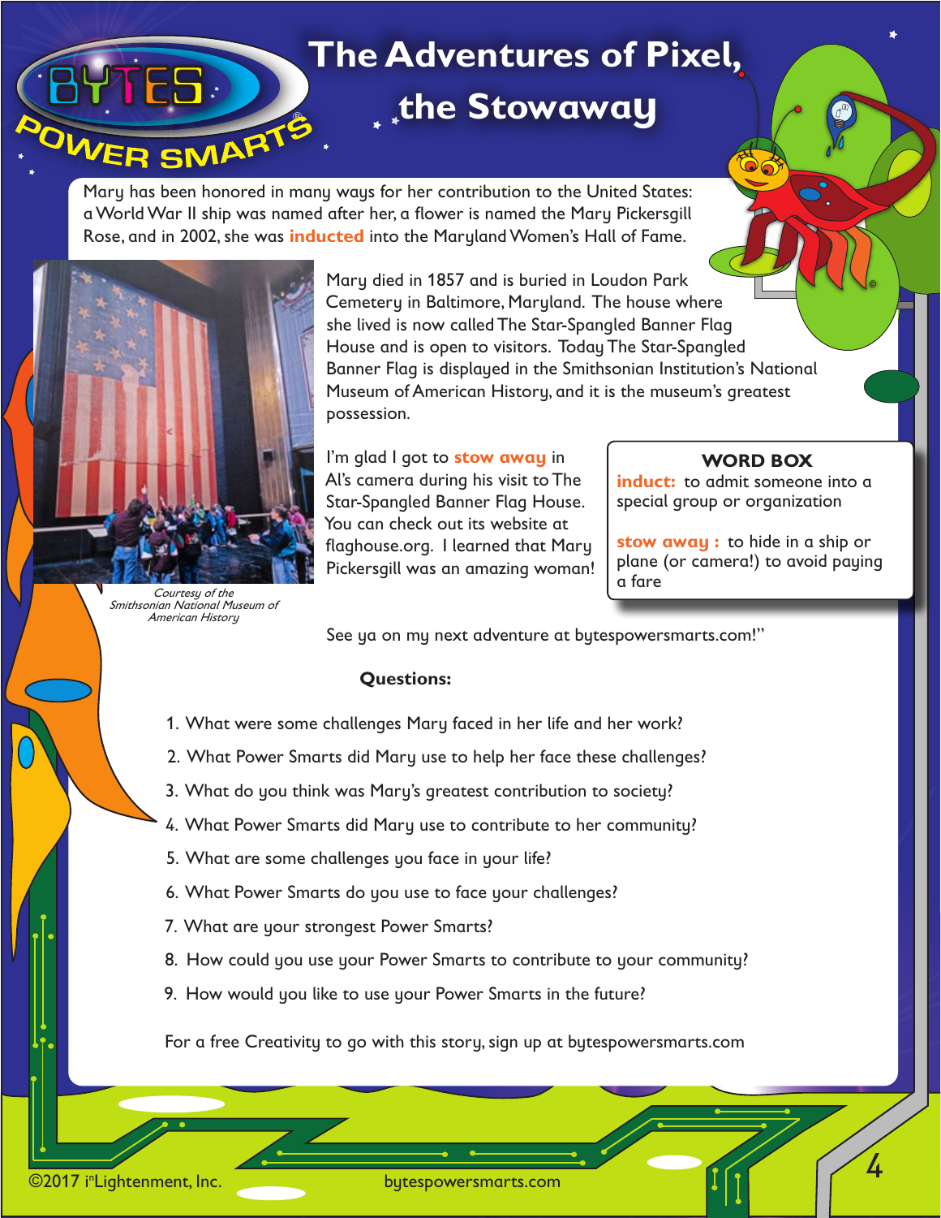# The Adventures of Pixel, the Stowaway

Mary has been honored in many ways for her contribution to the United States: a World War II ship was named after her, a flower is named the Mary Pickersgill Rose, and in 2002, she was **inducted** into the Maryland Women's Hall of Fame.

Mary died in 1857 and is buried in Loudon Park Cemetery in Baltimore, Maryland. The house where she lived is now called The Star-Spangled Banner Flag House and is open to visitors. Today The Star-Spangled Banner Flag is displayed in the Smithsonian Institution's National Museum of American History, and it is the museum's greatest possession.

*Courtesy of the Smithsonian National Museum of American History*

I'm glad I got to **stow away** in Al's camera during his visit to The Star-Spangled Banner Flag House. You can check out its website at flaghouse.org. I learned that Mary Pickersgill was an amazing woman!

### WORD BOX

**induct:** to admit someone into a special group or organization

**stow away :** to hide in a ship or plane (or camera!) to avoid paying a fare

See ya on my next adventure at bytespowersmarts.com!"

**Questions:**

1. What were some challenges Mary faced in her life and her work?
2. What Power Smarts did Mary use to help her face these challenges?
3. What do you think was Mary's greatest contribution to society?
4. What Power Smarts did Mary use to contribute to her community?
5. What are some challenges you face in your life?
6. What Power Smarts do you use to face your challenges?
7. What are your strongest Power Smarts?
8. How could you use your Power Smarts to contribute to your community?
9. How would you like to use your Power Smarts in the future?

For a free Creativity to go with this story, sign up at bytespowersmarts.com

©2017 i[n]Lightenment, Inc.  bytespowersmarts.com